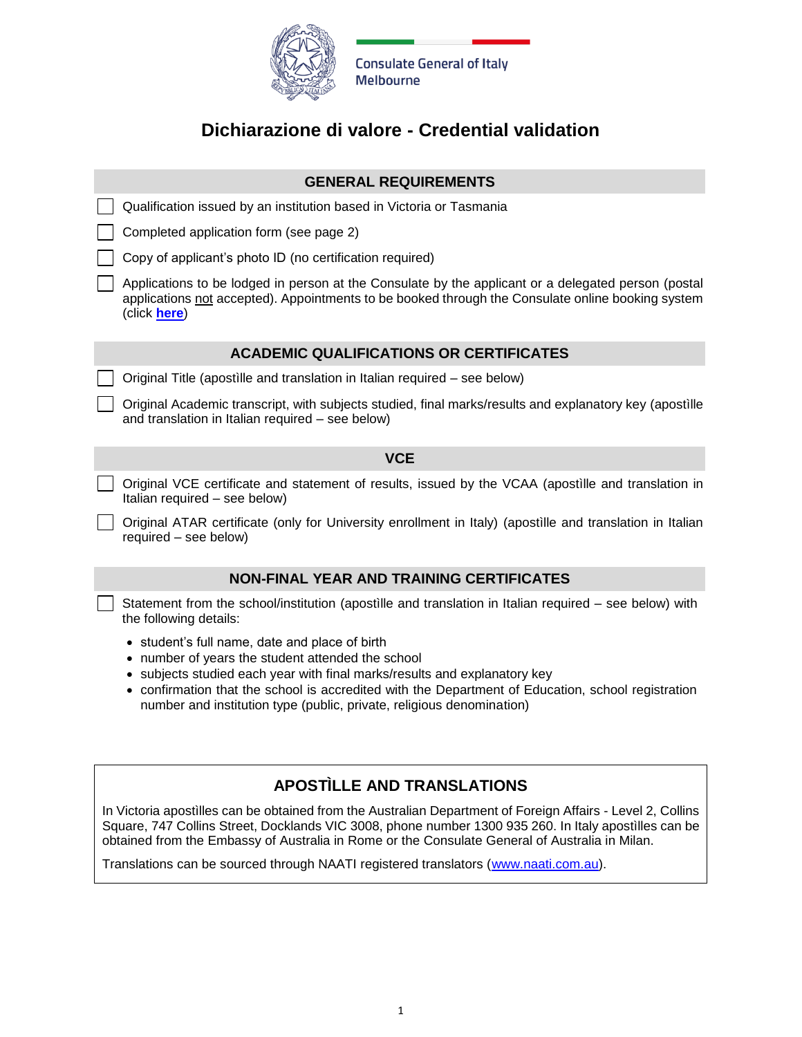Consulate General of Italy
Melbourne

# Dichiarazione di valore - Credential validation

## GENERAL REQUIREMENTS

- [ ] Qualification issued by an institution based in Victoria or Tasmania
- [ ] Completed application form (see page 2)
- [ ] Copy of applicant's photo ID (no certification required)
- [ ] Applications to be lodged in person at the Consulate by the applicant or a delegated person (postal applications not accepted). Appointments to be booked through the Consulate online booking system (click **here**)

## ACADEMIC QUALIFICATIONS OR CERTIFICATES

- [ ] Original Title (apostìlle and translation in Italian required – see below)
- [ ] Original Academic transcript, with subjects studied, final marks/results and explanatory key (apostìlle and translation in Italian required – see below)

## VCE

- [ ] Original VCE certificate and statement of results, issued by the VCAA (apostìlle and translation in Italian required – see below)
- [ ] Original ATAR certificate (only for University enrollment in Italy) (apostìlle and translation in Italian required – see below)

## NON-FINAL YEAR AND TRAINING CERTIFICATES

- [ ] Statement from the school/institution (apostìlle and translation in Italian required – see below) with the following details:
  - student's full name, date and place of birth
  - number of years the student attended the school
  - subjects studied each year with final marks/results and explanatory key
  - confirmation that the school is accredited with the Department of Education, school registration number and institution type (public, private, religious denomination)

## APOSTÌLLE AND TRANSLATIONS

In Victoria apostìlles can be obtained from the Australian Department of Foreign Affairs - Level 2, Collins Square, 747 Collins Street, Docklands VIC 3008, phone number 1300 935 260. In Italy apostìlles can be obtained from the Embassy of Australia in Rome or the Consulate General of Australia in Milan.

Translations can be sourced through NAATI registered translators (www.naati.com.au).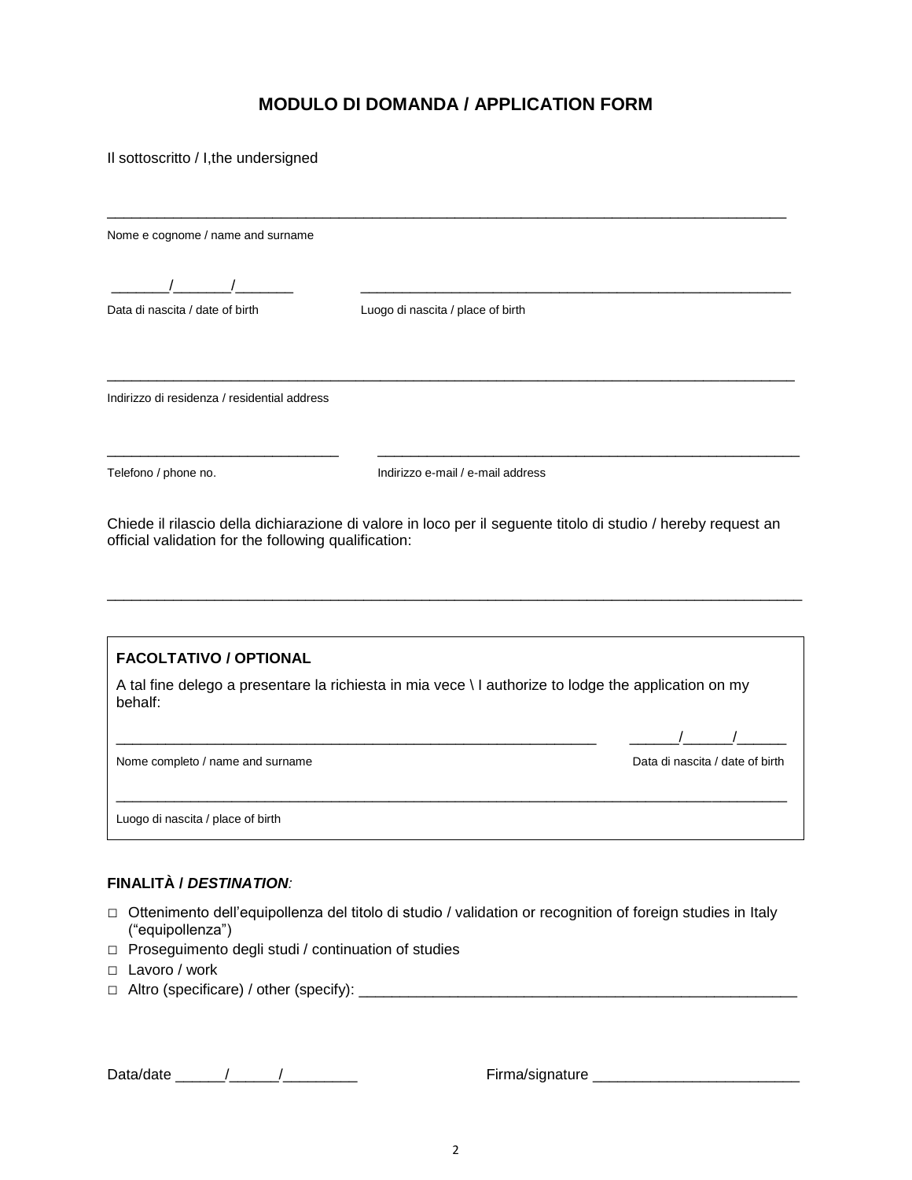# MODULO DI DOMANDA / APPLICATION FORM

Il sottoscritto / I,the undersigned

_______________________________________________________________________________

Nome e cognome / name and surname

_______/_______/_______ _______________________________________________________

Data di nascita / date of birth Luogo di nascita / place of birth

_______________________________________________________________________________

Indirizzo di residenza / residential address

_____________________________ _______________________________________________________

Telefono / phone no. Indirizzo e-mail / e-mail address

Chiede il rilascio della dichiarazione di valore in loco per il seguente titolo di studio / hereby request an official validation for the following qualification:

_______________________________________________________________________________

**FACOLTATIVO / OPTIONAL**

A tal fine delego a presentare la richiesta in mia vece \ I authorize to lodge the application on my behalf:

___________________________________________________________ ______/______/______

Nome completo / name and surname Data di nascita / date of birth

_______________________________________________________________________________

Luogo di nascita / place of birth

**FINALITÀ / *DESTINATION*:**

- □ Ottenimento dell'equipollenza del titolo di studio / validation or recognition of foreign studies in Italy ("equipollenza")
- □ Proseguimento degli studi / continuation of studies
- □ Lavoro / work
- □ Altro (specificare) / other (specify): _______________________________________________________

Data/date ______/______/_________ Firma/signature _________________________